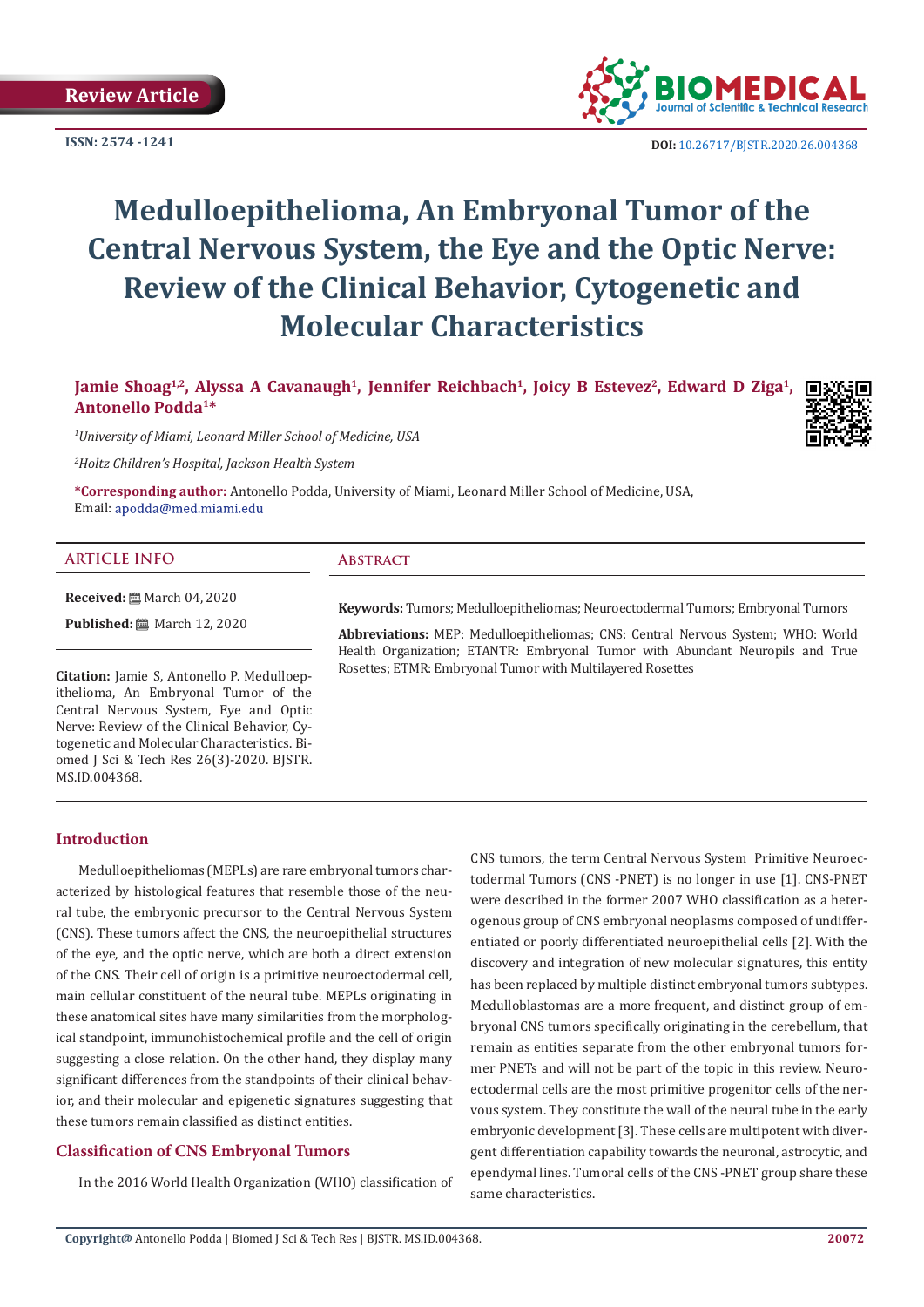Review Article

ISSN: 2574 -1241

DOI: 10.26717/BJSTR.2020.26.004368

# Medulloepithelioma, An Embryonal Tumor of the Central Nervous System, the Eye and the Optic Nerve: Review of the Clinical Behavior, Cytogenetic and Molecular Characteristics

**Jamie Shoag[1,2], Alyssa A Cavanaugh[1], Jennifer Reichbach[1], Joicy B Estevez[2], Edward D Ziga[1], Antonello Podda[1]***

*[1]University of Miami, Leonard Miller School of Medicine, USA*

*[2]Holtz Children's Hospital, Jackson Health System*

**\*Corresponding author:** Antonello Podda, University of Miami, Leonard Miller School of Medicine, USA, Email: apodda@med.miami.edu

## ARTICLE INFO

**Received:** March 04, 2020

**Published:** March 12, 2020

**Citation:** Jamie S, Antonello P. Medulloepithelioma, An Embryonal Tumor of the Central Nervous System, Eye and Optic Nerve: Review of the Clinical Behavior, Cytogenetic and Molecular Characteristics. Biomed J Sci & Tech Res 26(3)-2020. BJSTR. MS.ID.004368.

## Abstract

**Keywords:** Tumors; Medulloepitheliomas; Neuroectodermal Tumors; Embryonal Tumors

**Abbreviations:** MEP: Medulloepitheliomas; CNS: Central Nervous System; WHO: World Health Organization; ETANTR: Embryonal Tumor with Abundant Neuropils and True Rosettes; ETMR: Embryonal Tumor with Multilayered Rosettes

## Introduction

Medulloepitheliomas (MEPLs) are rare embryonal tumors characterized by histological features that resemble those of the neural tube, the embryonic precursor to the Central Nervous System (CNS). These tumors affect the CNS, the neuroepithelial structures of the eye, and the optic nerve, which are both a direct extension of the CNS. Their cell of origin is a primitive neuroectodermal cell, main cellular constituent of the neural tube. MEPLs originating in these anatomical sites have many similarities from the morphological standpoint, immunohistochemical profile and the cell of origin suggesting a close relation. On the other hand, they display many significant differences from the standpoints of their clinical behavior, and their molecular and epigenetic signatures suggesting that these tumors remain classified as distinct entities.

## Classification of CNS Embryonal Tumors

In the 2016 World Health Organization (WHO) classification of CNS tumors, the term Central Nervous System Primitive Neuroectodermal Tumors (CNS -PNET) is no longer in use [1]. CNS-PNET were described in the former 2007 WHO classification as a heterogenous group of CNS embryonal neoplasms composed of undifferentiated or poorly differentiated neuroepithelial cells [2]. With the discovery and integration of new molecular signatures, this entity has been replaced by multiple distinct embryonal tumors subtypes. Medulloblastomas are a more frequent, and distinct group of embryonal CNS tumors specifically originating in the cerebellum, that remain as entities separate from the other embryonal tumors former PNETs and will not be part of the topic in this review. Neuroectodermal cells are the most primitive progenitor cells of the nervous system. They constitute the wall of the neural tube in the early embryonic development [3]. These cells are multipotent with divergent differentiation capability towards the neuronal, astrocytic, and ependymal lines. Tumoral cells of the CNS -PNET group share these same characteristics.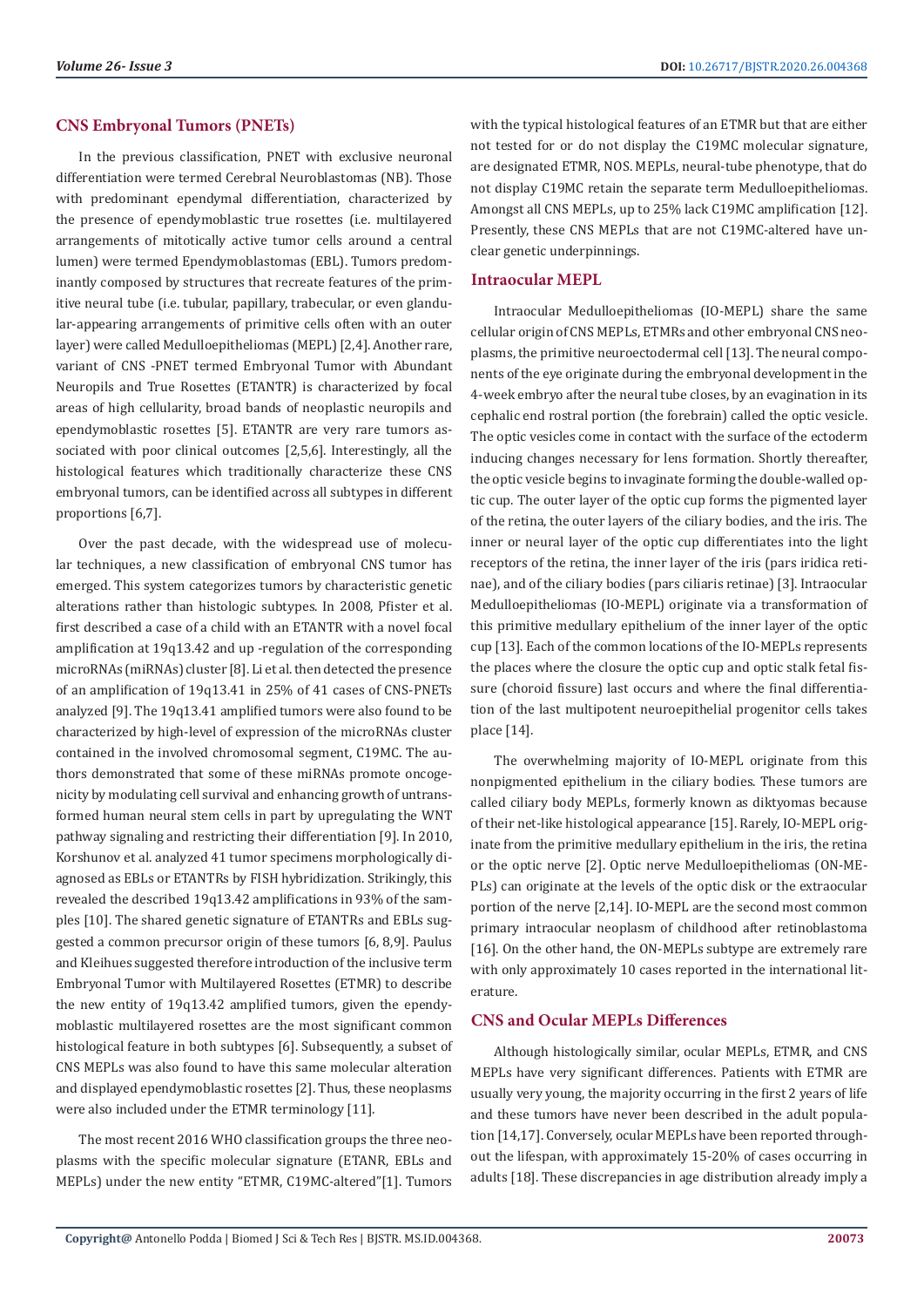## CNS Embryonal Tumors (PNETs)

In the previous classification, PNET with exclusive neuronal differentiation were termed Cerebral Neuroblastomas (NB). Those with predominant ependymal differentiation, characterized by the presence of ependymoblastic true rosettes (i.e. multilayered arrangements of mitotically active tumor cells around a central lumen) were termed Ependymoblastomas (EBL). Tumors predominantly composed by structures that recreate features of the primitive neural tube (i.e. tubular, papillary, trabecular, or even glandular-appearing arrangements of primitive cells often with an outer layer) were called Medulloepitheliomas (MEPL) [2,4]. Another rare, variant of CNS -PNET termed Embryonal Tumor with Abundant Neuropils and True Rosettes (ETANTR) is characterized by focal areas of high cellularity, broad bands of neoplastic neuropils and ependymoblastic rosettes [5]. ETANTR are very rare tumors associated with poor clinical outcomes [2,5,6]. Interestingly, all the histological features which traditionally characterize these CNS embryonal tumors, can be identified across all subtypes in different proportions [6,7].

Over the past decade, with the widespread use of molecular techniques, a new classification of embryonal CNS tumor has emerged. This system categorizes tumors by characteristic genetic alterations rather than histologic subtypes. In 2008, Pfister et al. first described a case of a child with an ETANTR with a novel focal amplification at 19q13.42 and up -regulation of the corresponding microRNAs (miRNAs) cluster [8]. Li et al. then detected the presence of an amplification of 19q13.41 in 25% of 41 cases of CNS-PNETs analyzed [9]. The 19q13.41 amplified tumors were also found to be characterized by high-level of expression of the microRNAs cluster contained in the involved chromosomal segment, C19MC. The authors demonstrated that some of these miRNAs promote oncogenicity by modulating cell survival and enhancing growth of untransformed human neural stem cells in part by upregulating the WNT pathway signaling and restricting their differentiation [9]. In 2010, Korshunov et al. analyzed 41 tumor specimens morphologically diagnosed as EBLs or ETANTRs by FISH hybridization. Strikingly, this revealed the described 19q13.42 amplifications in 93% of the samples [10]. The shared genetic signature of ETANTRs and EBLs suggested a common precursor origin of these tumors [6, 8,9]. Paulus and Kleihues suggested therefore introduction of the inclusive term Embryonal Tumor with Multilayered Rosettes (ETMR) to describe the new entity of 19q13.42 amplified tumors, given the ependymoblastic multilayered rosettes are the most significant common histological feature in both subtypes [6]. Subsequently, a subset of CNS MEPLs was also found to have this same molecular alteration and displayed ependymoblastic rosettes [2]. Thus, these neoplasms were also included under the ETMR terminology [11].

The most recent 2016 WHO classification groups the three neoplasms with the specific molecular signature (ETANR, EBLs and MEPLs) under the new entity "ETMR, C19MC-altered"[1]. Tumors with the typical histological features of an ETMR but that are either not tested for or do not display the C19MC molecular signature, are designated ETMR, NOS. MEPLs, neural-tube phenotype, that do not display C19MC retain the separate term Medulloepitheliomas. Amongst all CNS MEPLs, up to 25% lack C19MC amplification [12]. Presently, these CNS MEPLs that are not C19MC-altered have unclear genetic underpinnings.

## Intraocular MEPL

Intraocular Medulloepitheliomas (IO-MEPL) share the same cellular origin of CNS MEPLs, ETMRs and other embryonal CNS neoplasms, the primitive neuroectodermal cell [13]. The neural components of the eye originate during the embryonal development in the 4-week embryo after the neural tube closes, by an evagination in its cephalic end rostral portion (the forebrain) called the optic vesicle. The optic vesicles come in contact with the surface of the ectoderm inducing changes necessary for lens formation. Shortly thereafter, the optic vesicle begins to invaginate forming the double-walled optic cup. The outer layer of the optic cup forms the pigmented layer of the retina, the outer layers of the ciliary bodies, and the iris. The inner or neural layer of the optic cup differentiates into the light receptors of the retina, the inner layer of the iris (pars iridica retinae), and of the ciliary bodies (pars ciliaris retinae) [3]. Intraocular Medulloepitheliomas (IO-MEPL) originate via a transformation of this primitive medullary epithelium of the inner layer of the optic cup [13]. Each of the common locations of the IO-MEPLs represents the places where the closure the optic cup and optic stalk fetal fissure (choroid fissure) last occurs and where the final differentiation of the last multipotent neuroepithelial progenitor cells takes place [14].

The overwhelming majority of IO-MEPL originate from this nonpigmented epithelium in the ciliary bodies. These tumors are called ciliary body MEPLs, formerly known as diktyomas because of their net-like histological appearance [15]. Rarely, IO-MEPL originate from the primitive medullary epithelium in the iris, the retina or the optic nerve [2]. Optic nerve Medulloepitheliomas (ON-MEPLs) can originate at the levels of the optic disk or the extraocular portion of the nerve [2,14]. IO-MEPL are the second most common primary intraocular neoplasm of childhood after retinoblastoma [16]. On the other hand, the ON-MEPLs subtype are extremely rare with only approximately 10 cases reported in the international literature.

## CNS and Ocular MEPLs Differences

Although histologically similar, ocular MEPLs, ETMR, and CNS MEPLs have very significant differences. Patients with ETMR are usually very young, the majority occurring in the first 2 years of life and these tumors have never been described in the adult population [14,17]. Conversely, ocular MEPLs have been reported throughout the lifespan, with approximately 15-20% of cases occurring in adults [18]. These discrepancies in age distribution already imply a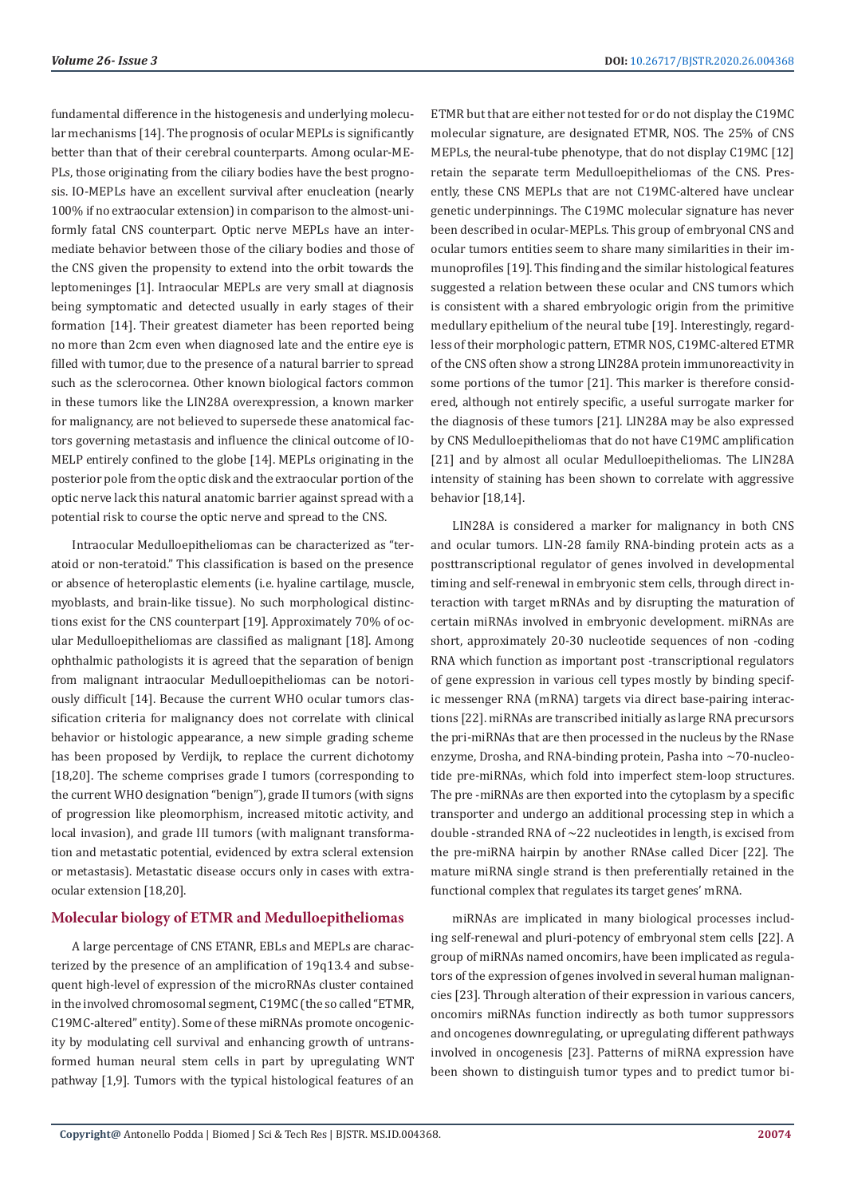fundamental difference in the histogenesis and underlying molecular mechanisms [14]. The prognosis of ocular MEPLs is significantly better than that of their cerebral counterparts. Among ocular-MEPLs, those originating from the ciliary bodies have the best prognosis. IO-MEPLs have an excellent survival after enucleation (nearly 100% if no extraocular extension) in comparison to the almost-uniformly fatal CNS counterpart. Optic nerve MEPLs have an intermediate behavior between those of the ciliary bodies and those of the CNS given the propensity to extend into the orbit towards the leptomeninges [1]. Intraocular MEPLs are very small at diagnosis being symptomatic and detected usually in early stages of their formation [14]. Their greatest diameter has been reported being no more than 2cm even when diagnosed late and the entire eye is filled with tumor, due to the presence of a natural barrier to spread such as the sclerocornea. Other known biological factors common in these tumors like the LIN28A overexpression, a known marker for malignancy, are not believed to supersede these anatomical factors governing metastasis and influence the clinical outcome of IO-MELP entirely confined to the globe [14]. MEPLs originating in the posterior pole from the optic disk and the extraocular portion of the optic nerve lack this natural anatomic barrier against spread with a potential risk to course the optic nerve and spread to the CNS.

Intraocular Medulloepitheliomas can be characterized as "teratoid or non-teratoid." This classification is based on the presence or absence of heteroplastic elements (i.e. hyaline cartilage, muscle, myoblasts, and brain-like tissue). No such morphological distinctions exist for the CNS counterpart [19]. Approximately 70% of ocular Medulloepitheliomas are classified as malignant [18]. Among ophthalmic pathologists it is agreed that the separation of benign from malignant intraocular Medulloepitheliomas can be notoriously difficult [14]. Because the current WHO ocular tumors classification criteria for malignancy does not correlate with clinical behavior or histologic appearance, a new simple grading scheme has been proposed by Verdijk, to replace the current dichotomy [18,20]. The scheme comprises grade I tumors (corresponding to the current WHO designation "benign"), grade II tumors (with signs of progression like pleomorphism, increased mitotic activity, and local invasion), and grade III tumors (with malignant transformation and metastatic potential, evidenced by extra scleral extension or metastasis). Metastatic disease occurs only in cases with extraocular extension [18,20].

## Molecular biology of ETMR and Medulloepitheliomas

A large percentage of CNS ETANR, EBLs and MEPLs are characterized by the presence of an amplification of 19q13.4 and subsequent high-level of expression of the microRNAs cluster contained in the involved chromosomal segment, C19MC (the so called "ETMR, C19MC-altered" entity). Some of these miRNAs promote oncogenicity by modulating cell survival and enhancing growth of untransformed human neural stem cells in part by upregulating WNT pathway [1,9]. Tumors with the typical histological features of an ETMR but that are either not tested for or do not display the C19MC molecular signature, are designated ETMR, NOS. The 25% of CNS MEPLs, the neural-tube phenotype, that do not display C19MC [12] retain the separate term Medulloepitheliomas of the CNS. Presently, these CNS MEPLs that are not C19MC-altered have unclear genetic underpinnings. The C19MC molecular signature has never been described in ocular-MEPLs. This group of embryonal CNS and ocular tumors entities seem to share many similarities in their immunoprofiles [19]. This finding and the similar histological features suggested a relation between these ocular and CNS tumors which is consistent with a shared embryologic origin from the primitive medullary epithelium of the neural tube [19]. Interestingly, regardless of their morphologic pattern, ETMR NOS, C19MC-altered ETMR of the CNS often show a strong LIN28A protein immunoreactivity in some portions of the tumor [21]. This marker is therefore considered, although not entirely specific, a useful surrogate marker for the diagnosis of these tumors [21]. LIN28A may be also expressed by CNS Medulloepitheliomas that do not have C19MC amplification [21] and by almost all ocular Medulloepitheliomas. The LIN28A intensity of staining has been shown to correlate with aggressive behavior [18,14].

LIN28A is considered a marker for malignancy in both CNS and ocular tumors. LIN-28 family RNA-binding protein acts as a posttranscriptional regulator of genes involved in developmental timing and self-renewal in embryonic stem cells, through direct interaction with target mRNAs and by disrupting the maturation of certain miRNAs involved in embryonic development. miRNAs are short, approximately 20-30 nucleotide sequences of non -coding RNA which function as important post -transcriptional regulators of gene expression in various cell types mostly by binding specific messenger RNA (mRNA) targets via direct base-pairing interactions [22]. miRNAs are transcribed initially as large RNA precursors the pri-miRNAs that are then processed in the nucleus by the RNase enzyme, Drosha, and RNA-binding protein, Pasha into ~70-nucleotide pre-miRNAs, which fold into imperfect stem-loop structures. The pre -miRNAs are then exported into the cytoplasm by a specific transporter and undergo an additional processing step in which a double -stranded RNA of ~22 nucleotides in length, is excised from the pre-miRNA hairpin by another RNAse called Dicer [22]. The mature miRNA single strand is then preferentially retained in the functional complex that regulates its target genes' mRNA.

miRNAs are implicated in many biological processes including self-renewal and pluri-potency of embryonal stem cells [22]. A group of miRNAs named oncomirs, have been implicated as regulators of the expression of genes involved in several human malignancies [23]. Through alteration of their expression in various cancers, oncomirs miRNAs function indirectly as both tumor suppressors and oncogenes downregulating, or upregulating different pathways involved in oncogenesis [23]. Patterns of miRNA expression have been shown to distinguish tumor types and to predict tumor bi-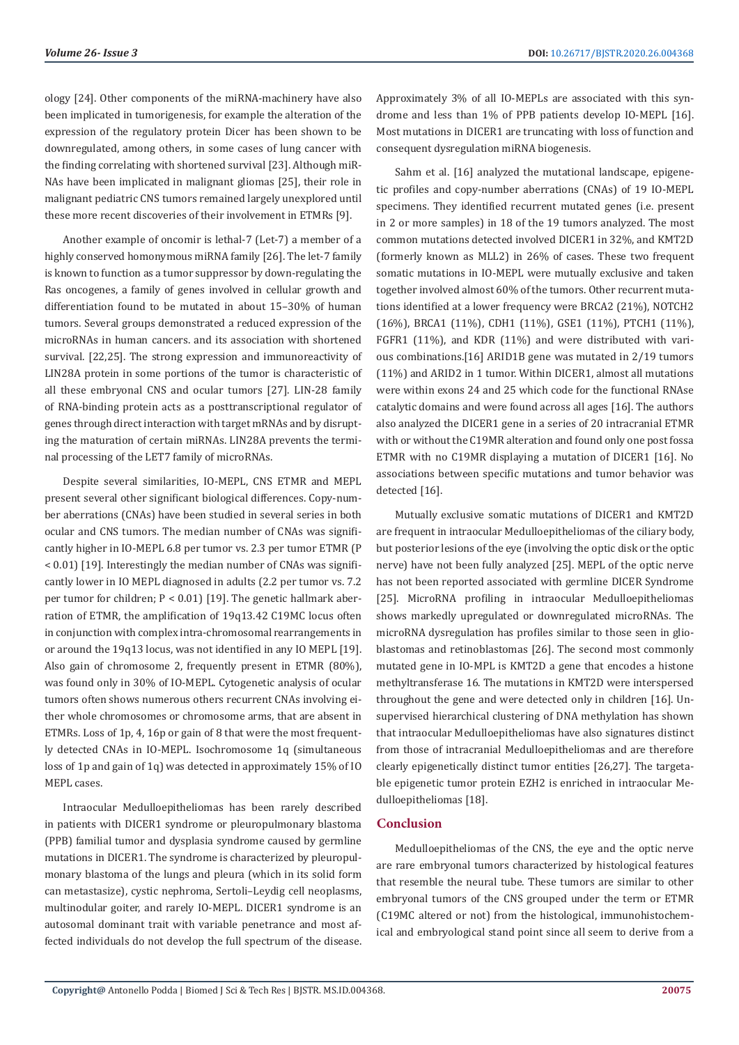ology [24]. Other components of the miRNA-machinery have also been implicated in tumorigenesis, for example the alteration of the expression of the regulatory protein Dicer has been shown to be downregulated, among others, in some cases of lung cancer with the finding correlating with shortened survival [23]. Although miRNAs have been implicated in malignant gliomas [25], their role in malignant pediatric CNS tumors remained largely unexplored until these more recent discoveries of their involvement in ETMRs [9].

Another example of oncomir is lethal-7 (Let-7) a member of a highly conserved homonymous miRNA family [26]. The let-7 family is known to function as a tumor suppressor by down-regulating the Ras oncogenes, a family of genes involved in cellular growth and differentiation found to be mutated in about 15–30% of human tumors. Several groups demonstrated a reduced expression of the microRNAs in human cancers. and its association with shortened survival. [22,25]. The strong expression and immunoreactivity of LIN28A protein in some portions of the tumor is characteristic of all these embryonal CNS and ocular tumors [27]. LIN-28 family of RNA-binding protein acts as a posttranscriptional regulator of genes through direct interaction with target mRNAs and by disrupting the maturation of certain miRNAs. LIN28A prevents the terminal processing of the LET7 family of microRNAs.

Despite several similarities, IO-MEPL, CNS ETMR and MEPL present several other significant biological differences. Copy-number aberrations (CNAs) have been studied in several series in both ocular and CNS tumors. The median number of CNAs was significantly higher in IO-MEPL 6.8 per tumor vs. 2.3 per tumor ETMR ($P < 0.01$) [19]. Interestingly the median number of CNAs was significantly lower in IO MEPL diagnosed in adults (2.2 per tumor vs. 7.2 per tumor for children; $P < 0.01$) [19]. The genetic hallmark aberration of ETMR, the amplification of 19q13.42 C19MC locus often in conjunction with complex intra-chromosomal rearrangements in or around the 19q13 locus, was not identified in any IO MEPL [19]. Also gain of chromosome 2, frequently present in ETMR (80%), was found only in 30% of IO-MEPL. Cytogenetic analysis of ocular tumors often shows numerous others recurrent CNAs involving either whole chromosomes or chromosome arms, that are absent in ETMRs. Loss of 1p, 4, 16p or gain of 8 that were the most frequently detected CNAs in IO-MEPL. Isochromosome 1q (simultaneous loss of 1p and gain of 1q) was detected in approximately 15% of IO MEPL cases.

Intraocular Medulloepitheliomas has been rarely described in patients with DICER1 syndrome or pleuropulmonary blastoma (PPB) familial tumor and dysplasia syndrome caused by germline mutations in DICER1. The syndrome is characterized by pleuropulmonary blastoma of the lungs and pleura (which in its solid form can metastasize), cystic nephroma, Sertoli–Leydig cell neoplasms, multinodular goiter, and rarely IO-MEPL. DICER1 syndrome is an autosomal dominant trait with variable penetrance and most affected individuals do not develop the full spectrum of the disease. Approximately 3% of all IO-MEPLs are associated with this syndrome and less than 1% of PPB patients develop IO-MEPL [16]. Most mutations in DICER1 are truncating with loss of function and consequent dysregulation miRNA biogenesis.

Sahm et al. [16] analyzed the mutational landscape, epigenetic profiles and copy-number aberrations (CNAs) of 19 IO-MEPL specimens. They identified recurrent mutated genes (i.e. present in 2 or more samples) in 18 of the 19 tumors analyzed. The most common mutations detected involved DICER1 in 32%, and KMT2D (formerly known as MLL2) in 26% of cases. These two frequent somatic mutations in IO-MEPL were mutually exclusive and taken together involved almost 60% of the tumors. Other recurrent mutations identified at a lower frequency were BRCA2 (21%), NOTCH2 (16%), BRCA1 (11%), CDH1 (11%), GSE1 (11%), PTCH1 (11%), FGFR1 (11%), and KDR (11%) and were distributed with various combinations.[16] ARID1B gene was mutated in 2/19 tumors (11%) and ARID2 in 1 tumor. Within DICER1, almost all mutations were within exons 24 and 25 which code for the functional RNAse catalytic domains and were found across all ages [16]. The authors also analyzed the DICER1 gene in a series of 20 intracranial ETMR with or without the C19MR alteration and found only one post fossa ETMR with no C19MR displaying a mutation of DICER1 [16]. No associations between specific mutations and tumor behavior was detected [16].

Mutually exclusive somatic mutations of DICER1 and KMT2D are frequent in intraocular Medulloepitheliomas of the ciliary body, but posterior lesions of the eye (involving the optic disk or the optic nerve) have not been fully analyzed [25]. MEPL of the optic nerve has not been reported associated with germline DICER Syndrome [25]. MicroRNA profiling in intraocular Medulloepitheliomas shows markedly upregulated or downregulated microRNAs. The microRNA dysregulation has profiles similar to those seen in glioblastomas and retinoblastomas [26]. The second most commonly mutated gene in IO-MPL is KMT2D a gene that encodes a histone methyltransferase 16. The mutations in KMT2D were interspersed throughout the gene and were detected only in children [16]. Unsupervised hierarchical clustering of DNA methylation has shown that intraocular Medulloepitheliomas have also signatures distinct from those of intracranial Medulloepitheliomas and are therefore clearly epigenetically distinct tumor entities [26,27]. The targetable epigenetic tumor protein EZH2 is enriched in intraocular Medulloepitheliomas [18].

## Conclusion

Medulloepitheliomas of the CNS, the eye and the optic nerve are rare embryonal tumors characterized by histological features that resemble the neural tube. These tumors are similar to other embryonal tumors of the CNS grouped under the term or ETMR (C19MC altered or not) from the histological, immunohistochemical and embryological stand point since all seem to derive from a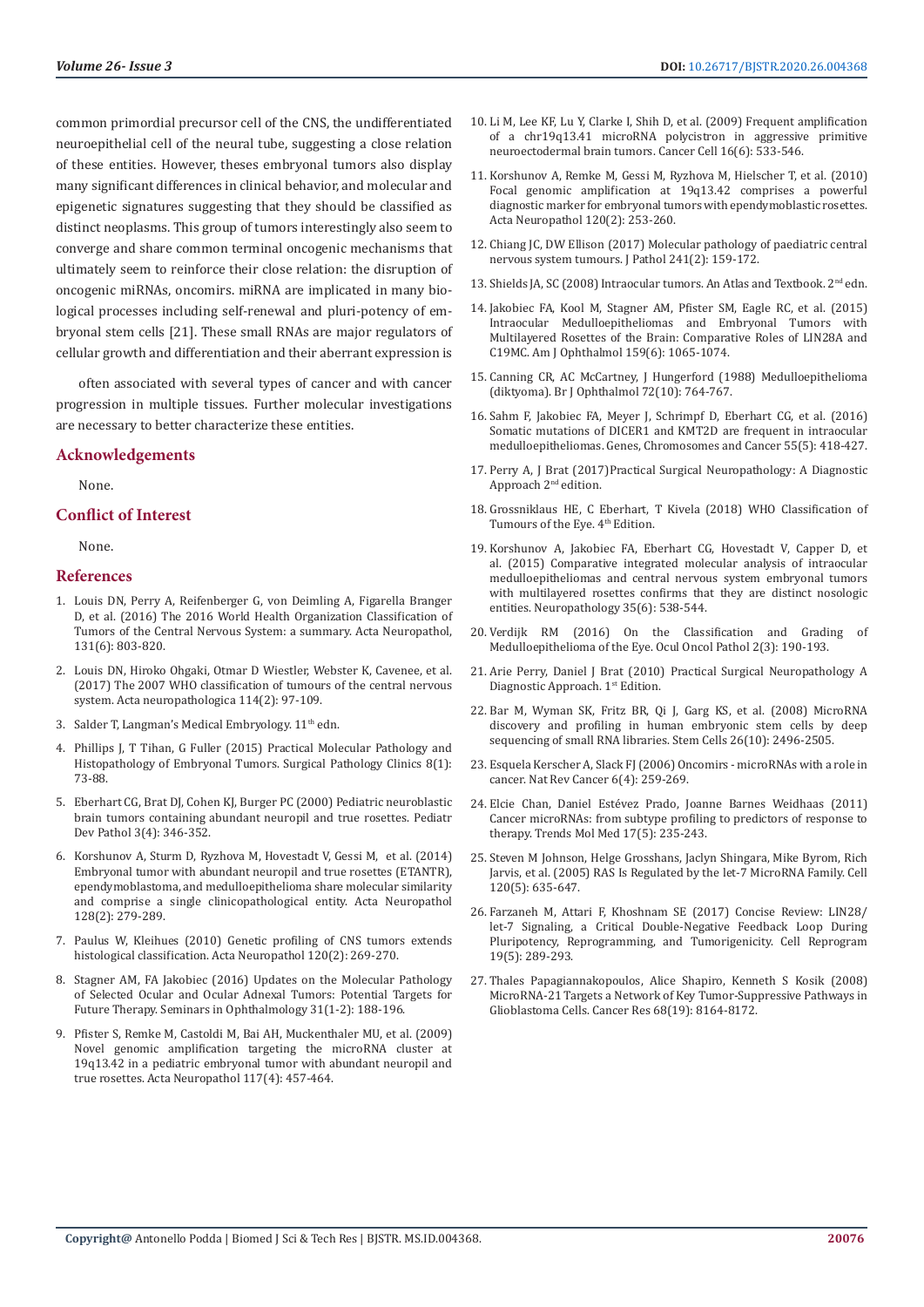common primordial precursor cell of the CNS, the undifferentiated neuroepithelial cell of the neural tube, suggesting a close relation of these entities. However, theses embryonal tumors also display many significant differences in clinical behavior, and molecular and epigenetic signatures suggesting that they should be classified as distinct neoplasms. This group of tumors interestingly also seem to converge and share common terminal oncogenic mechanisms that ultimately seem to reinforce their close relation: the disruption of oncogenic miRNAs, oncomirs. miRNA are implicated in many biological processes including self-renewal and pluri-potency of embryonal stem cells [21]. These small RNAs are major regulators of cellular growth and differentiation and their aberrant expression is often associated with several types of cancer and with cancer progression in multiple tissues. Further molecular investigations are necessary to better characterize these entities.

## Acknowledgements

None.

## Conflict of Interest

None.

## References

1. Louis DN, Perry A, Reifenberger G, von Deimling A, Figarella Branger D, et al. (2016) The 2016 World Health Organization Classification of Tumors of the Central Nervous System: a summary. Acta Neuropathol, 131(6): 803-820.
2. Louis DN, Hiroko Ohgaki, Otmar D Wiestler, Webster K, Cavenee, et al. (2017) The 2007 WHO classification of tumours of the central nervous system. Acta neuropathologica 114(2): 97-109.
3. Salder T, Langman's Medical Embryology. 11th edn.
4. Phillips J, T Tihan, G Fuller (2015) Practical Molecular Pathology and Histopathology of Embryonal Tumors. Surgical Pathology Clinics 8(1): 73-88.
5. Eberhart CG, Brat DJ, Cohen KJ, Burger PC (2000) Pediatric neuroblastic brain tumors containing abundant neuropil and true rosettes. Pediatr Dev Pathol 3(4): 346-352.
6. Korshunov A, Sturm D, Ryzhova M, Hovestadt V, Gessi M, et al. (2014) Embryonal tumor with abundant neuropil and true rosettes (ETANTR), ependymoblastoma, and medulloepithelioma share molecular similarity and comprise a single clinicopathological entity. Acta Neuropathol 128(2): 279-289.
7. Paulus W, Kleihues (2010) Genetic profiling of CNS tumors extends histological classification. Acta Neuropathol 120(2): 269-270.
8. Stagner AM, FA Jakobiec (2016) Updates on the Molecular Pathology of Selected Ocular and Ocular Adnexal Tumors: Potential Targets for Future Therapy. Seminars in Ophthalmology 31(1-2): 188-196.
9. Pfister S, Remke M, Castoldi M, Bai AH, Muckenthaler MU, et al. (2009) Novel genomic amplification targeting the microRNA cluster at 19q13.42 in a pediatric embryonal tumor with abundant neuropil and true rosettes. Acta Neuropathol 117(4): 457-464.
10. Li M, Lee KF, Lu Y, Clarke I, Shih D, et al. (2009) Frequent amplification of a chr19q13.41 microRNA polycistron in aggressive primitive neuroectodermal brain tumors. Cancer Cell 16(6): 533-546.
11. Korshunov A, Remke M, Gessi M, Ryzhova M, Hielscher T, et al. (2010) Focal genomic amplification at 19q13.42 comprises a powerful diagnostic marker for embryonal tumors with ependymoblastic rosettes. Acta Neuropathol 120(2): 253-260.
12. Chiang JC, DW Ellison (2017) Molecular pathology of paediatric central nervous system tumours. J Pathol 241(2): 159-172.
13. Shields JA, SC (2008) Intraocular tumors. An Atlas and Textbook. 2nd edn.
14. Jakobiec FA, Kool M, Stagner AM, Pfister SM, Eagle RC, et al. (2015) Intraocular Medulloepitheliomas and Embryonal Tumors with Multilayered Rosettes of the Brain: Comparative Roles of LIN28A and C19MC. Am J Ophthalmol 159(6): 1065-1074.
15. Canning CR, AC McCartney, J Hungerford (1988) Medulloepithelioma (diktyoma). Br J Ophthalmol 72(10): 764-767.
16. Sahm F, Jakobiec FA, Meyer J, Schrimpf D, Eberhart CG, et al. (2016) Somatic mutations of DICER1 and KMT2D are frequent in intraocular medulloepitheliomas. Genes, Chromosomes and Cancer 55(5): 418-427.
17. Perry A, J Brat (2017)Practical Surgical Neuropathology: A Diagnostic Approach 2nd edition.
18. Grossniklaus HE, C Eberhart, T Kivela (2018) WHO Classification of Tumours of the Eye. 4th Edition.
19. Korshunov A, Jakobiec FA, Eberhart CG, Hovestadt V, Capper D, et al. (2015) Comparative integrated molecular analysis of intraocular medulloepitheliomas and central nervous system embryonal tumors with multilayered rosettes confirms that they are distinct nosologic entities. Neuropathology 35(6): 538-544.
20. Verdijk RM (2016) On the Classification and Grading of Medulloepithelioma of the Eye. Ocul Oncol Pathol 2(3): 190-193.
21. Arie Perry, Daniel J Brat (2010) Practical Surgical Neuropathology A Diagnostic Approach. 1st Edition.
22. Bar M, Wyman SK, Fritz BR, Qi J, Garg KS, et al. (2008) MicroRNA discovery and profiling in human embryonic stem cells by deep sequencing of small RNA libraries. Stem Cells 26(10): 2496-2505.
23. Esquela Kerscher A, Slack FJ (2006) Oncomirs - microRNAs with a role in cancer. Nat Rev Cancer 6(4): 259-269.
24. Elcie Chan, Daniel Estévez Prado, Joanne Barnes Weidhaas (2011) Cancer microRNAs: from subtype profiling to predictors of response to therapy. Trends Mol Med 17(5): 235-243.
25. Steven M Johnson, Helge Grosshans, Jaclyn Shingara, Mike Byrom, Rich Jarvis, et al. (2005) RAS Is Regulated by the let-7 MicroRNA Family. Cell 120(5): 635-647.
26. Farzaneh M, Attari F, Khoshnam SE (2017) Concise Review: LIN28/let-7 Signaling, a Critical Double-Negative Feedback Loop During Pluripotency, Reprogramming, and Tumorigenicity. Cell Reprogram 19(5): 289-293.
27. Thales Papagiannakopoulos, Alice Shapiro, Kenneth S Kosik (2008) MicroRNA-21 Targets a Network of Key Tumor-Suppressive Pathways in Glioblastoma Cells. Cancer Res 68(19): 8164-8172.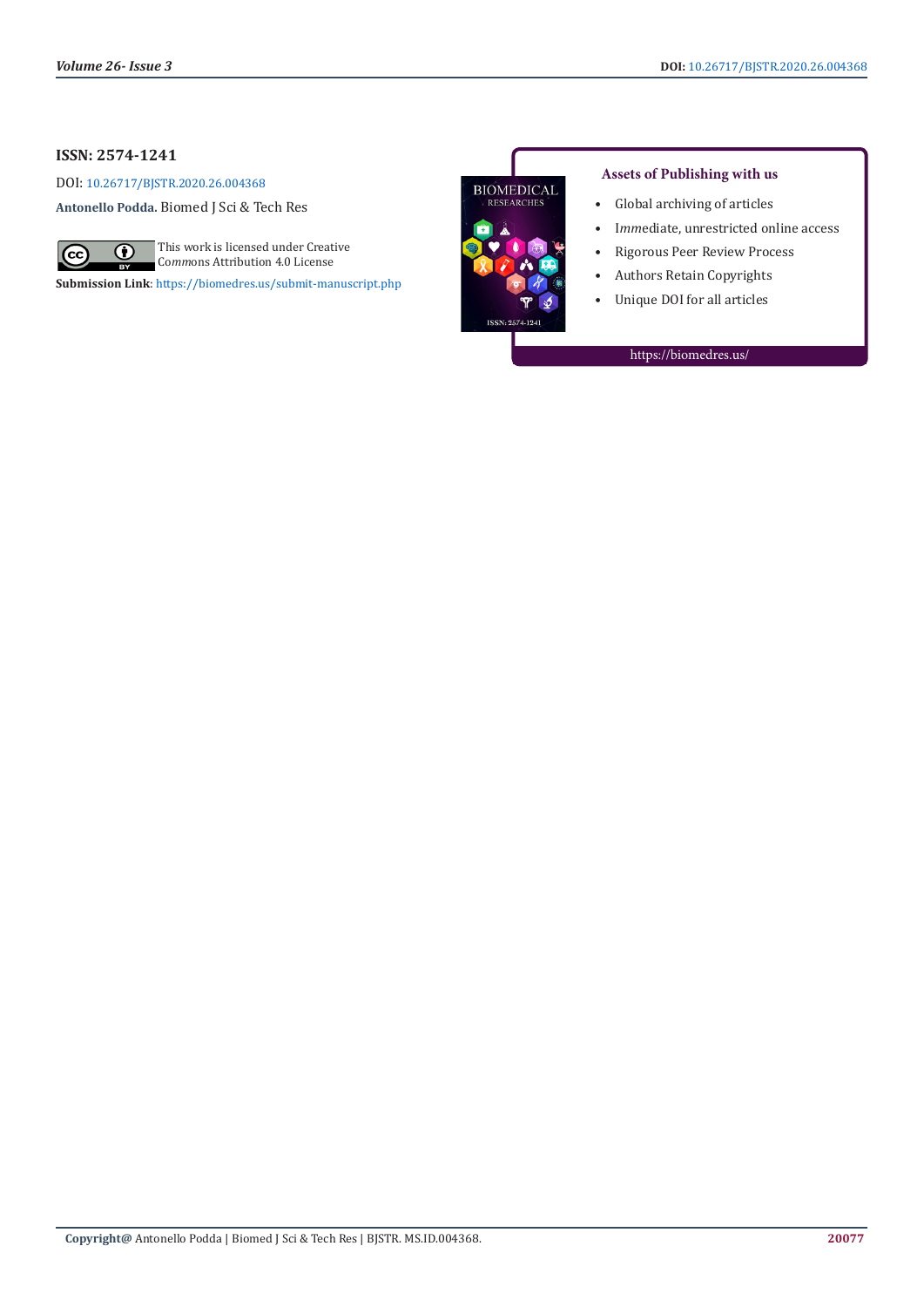**ISSN: 2574-1241**

DOI: 10.26717/BJSTR.2020.26.004368

**Antonello Podda**. Biomed J Sci & Tech Res

This work is licensed under Creative Commons Attribution 4.0 License

**Submission Link**: https://biomedres.us/submit-manuscript.php

**Assets of Publishing with us**

- Global archiving of articles
- Immediate, unrestricted online access
- Rigorous Peer Review Process
- Authors Retain Copyrights
- Unique DOI for all articles

https://biomedres.us/